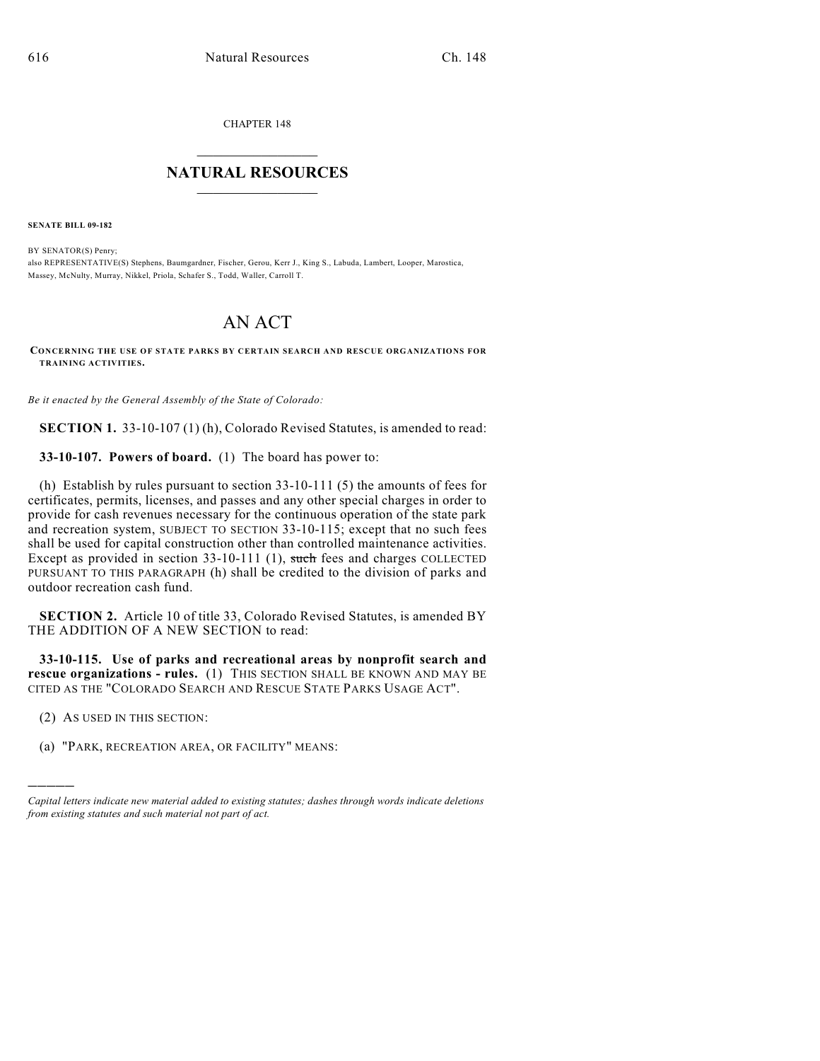CHAPTER 148

# NATURAL RESOURCES

**SENATE BILL 09-182**

BY SENATOR(S) Penry;
also REPRESENTATIVE(S) Stephens, Baumgardner, Fischer, Gerou, Kerr J., King S., Labuda, Lambert, Looper, Marostica, Massey, McNulty, Murray, Nikkel, Priola, Schafer S., Todd, Waller, Carroll T.

# AN ACT

**CONCERNING THE USE OF STATE PARKS BY CERTAIN SEARCH AND RESCUE ORGANIZATIONS FOR TRAINING ACTIVITIES.**

*Be it enacted by the General Assembly of the State of Colorado:*

**SECTION 1.** 33-10-107 (1) (h), Colorado Revised Statutes, is amended to read:

**33-10-107. Powers of board.** (1) The board has power to:

(h) Establish by rules pursuant to section 33-10-111 (5) the amounts of fees for certificates, permits, licenses, and passes and any other special charges in order to provide for cash revenues necessary for the continuous operation of the state park and recreation system, SUBJECT TO SECTION 33-10-115; except that no such fees shall be used for capital construction other than controlled maintenance activities. Except as provided in section 33-10-111 (1), ~~such~~ fees and charges COLLECTED PURSUANT TO THIS PARAGRAPH (h) shall be credited to the division of parks and outdoor recreation cash fund.

**SECTION 2.** Article 10 of title 33, Colorado Revised Statutes, is amended BY THE ADDITION OF A NEW SECTION to read:

**33-10-115. Use of parks and recreational areas by nonprofit search and rescue organizations - rules.** (1) THIS SECTION SHALL BE KNOWN AND MAY BE CITED AS THE "COLORADO SEARCH AND RESCUE STATE PARKS USAGE ACT".

(2) AS USED IN THIS SECTION:

(a) "PARK, RECREATION AREA, OR FACILITY" MEANS:

---

*Capital letters indicate new material added to existing statutes; dashes through words indicate deletions from existing statutes and such material not part of act.*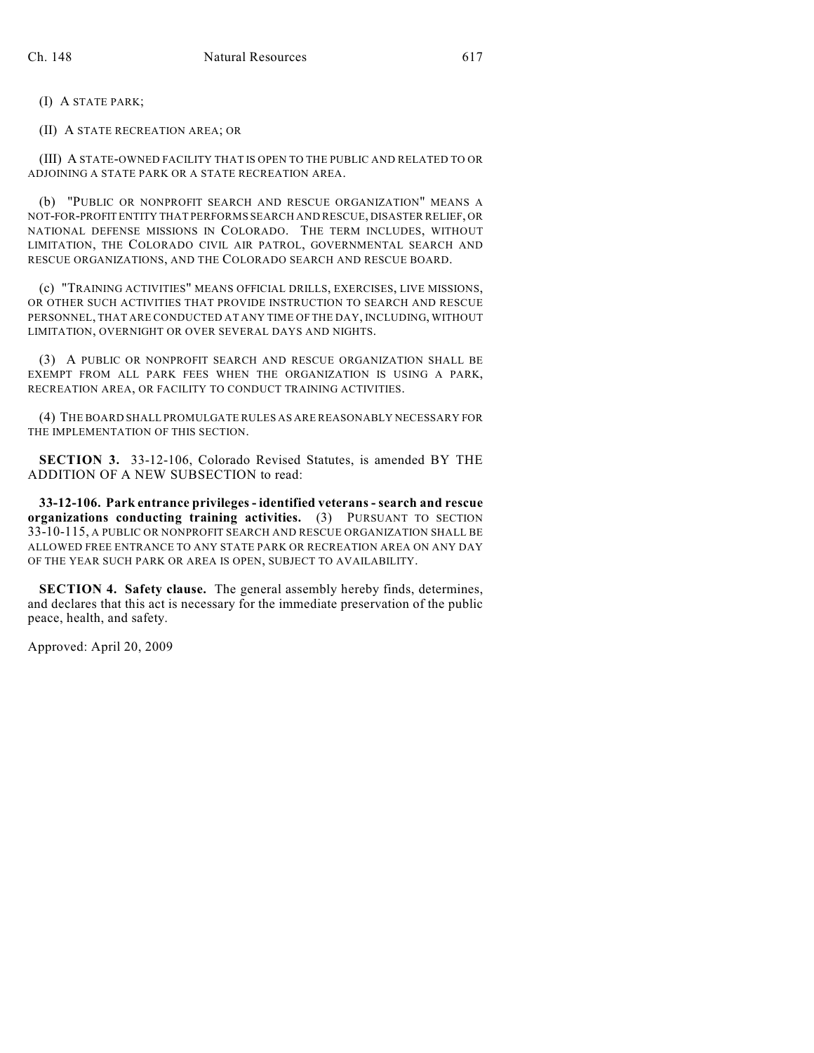(I) A STATE PARK;

(II) A STATE RECREATION AREA; OR

(III) A STATE-OWNED FACILITY THAT IS OPEN TO THE PUBLIC AND RELATED TO OR ADJOINING A STATE PARK OR A STATE RECREATION AREA.

(b) "PUBLIC OR NONPROFIT SEARCH AND RESCUE ORGANIZATION" MEANS A NOT-FOR-PROFIT ENTITY THAT PERFORMS SEARCH AND RESCUE, DISASTER RELIEF, OR NATIONAL DEFENSE MISSIONS IN COLORADO. THE TERM INCLUDES, WITHOUT LIMITATION, THE COLORADO CIVIL AIR PATROL, GOVERNMENTAL SEARCH AND RESCUE ORGANIZATIONS, AND THE COLORADO SEARCH AND RESCUE BOARD.

(c) "TRAINING ACTIVITIES" MEANS OFFICIAL DRILLS, EXERCISES, LIVE MISSIONS, OR OTHER SUCH ACTIVITIES THAT PROVIDE INSTRUCTION TO SEARCH AND RESCUE PERSONNEL, THAT ARE CONDUCTED AT ANY TIME OF THE DAY, INCLUDING, WITHOUT LIMITATION, OVERNIGHT OR OVER SEVERAL DAYS AND NIGHTS.

(3) A PUBLIC OR NONPROFIT SEARCH AND RESCUE ORGANIZATION SHALL BE EXEMPT FROM ALL PARK FEES WHEN THE ORGANIZATION IS USING A PARK, RECREATION AREA, OR FACILITY TO CONDUCT TRAINING ACTIVITIES.

(4) THE BOARD SHALL PROMULGATE RULES AS ARE REASONABLY NECESSARY FOR THE IMPLEMENTATION OF THIS SECTION.

**SECTION 3.** 33-12-106, Colorado Revised Statutes, is amended BY THE ADDITION OF A NEW SUBSECTION to read:

**33-12-106. Park entrance privileges - identified veterans - search and rescue organizations conducting training activities.** (3) PURSUANT TO SECTION 33-10-115, A PUBLIC OR NONPROFIT SEARCH AND RESCUE ORGANIZATION SHALL BE ALLOWED FREE ENTRANCE TO ANY STATE PARK OR RECREATION AREA ON ANY DAY OF THE YEAR SUCH PARK OR AREA IS OPEN, SUBJECT TO AVAILABILITY.

**SECTION 4. Safety clause.** The general assembly hereby finds, determines, and declares that this act is necessary for the immediate preservation of the public peace, health, and safety.

Approved: April 20, 2009